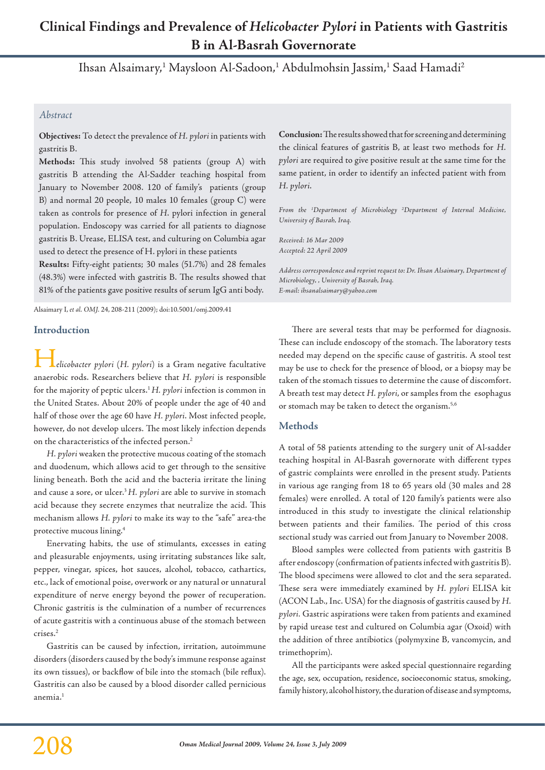# Clinical Findings and Prevalence of *Helicobacter Pylori* in Patients with Gastritis B in Al-Basrah Governorate

Ihsan Alsaimary,[1] Maysloon Al-Sadoon,[1] Abdulmohsin Jassim,[1] Saad Hamadi[2]

## *Abstract*

**Objectives:** To detect the prevalence of *H. pylori* in patients with gastritis B.

**Methods:** This study involved 58 patients (group A) with gastritis B attending the Al-Sadder teaching hospital from January to November 2008. 120 of family's patients (group B) and normal 20 people, 10 males 10 females (group C) were taken as controls for presence of *H.* pylori infection in general population. Endoscopy was carried for all patients to diagnose gastritis B. Urease, ELISA test, and culturing on Columbia agar used to detect the presence of H. pylori in these patients

**Results:** Fifty-eight patients; 30 males (51.7%) and 28 females (48.3%) were infected with gastritis B. The results showed that 81% of the patients gave positive results of serum IgG anti body.

**Conclusion:** The results showed that for screening and determining the clinical features of gastritis B, at least two methods for *H. pylori* are required to give positive result at the same time for the same patient, in order to identify an infected patient with from *H. pylori*.

*From the [1]Department of Microbiology [2]Department of Internal Medicine, University of Basrah, Iraq.*

*Received: 16 Mar 2009*
*Accepted: 22 April 2009*

*Address correspondence and reprint request to: Dr. Ihsan Alsaimary, Department of Microbiology, , University of Basrah, Iraq.*
*E-mail: ihsanalsaimary@yahoo.com*

Alsaimary I, *et al. OMJ.* 24, 208-211 (2009); doi:10.5001/omj.2009.41

## Introduction

*Helicobacter pylori* (*H. pylori*) is a Gram negative facultative anaerobic rods. Researchers believe that *H. pylori* is responsible for the majority of peptic ulcers.[1] *H. pylori* infection is common in the United States. About 20% of people under the age of 40 and half of those over the age 60 have *H. pylori*. Most infected people, however, do not develop ulcers. The most likely infection depends on the characteristics of the infected person.[2]

*H. pylori* weaken the protective mucous coating of the stomach and duodenum, which allows acid to get through to the sensitive lining beneath. Both the acid and the bacteria irritate the lining and cause a sore, or ulcer.[3] *H. pylori* are able to survive in stomach acid because they secrete enzymes that neutralize the acid. This mechanism allows *H. pylori* to make its way to the "safe" area-the protective mucous lining.[4]

Enervating habits, the use of stimulants, excesses in eating and pleasurable enjoyments, using irritating substances like salt, pepper, vinegar, spices, hot sauces, alcohol, tobacco, cathartics, etc., lack of emotional poise, overwork or any natural or unnatural expenditure of nerve energy beyond the power of recuperation. Chronic gastritis is the culmination of a number of recurrences of acute gastritis with a continuous abuse of the stomach between crises.[2]

Gastritis can be caused by infection, irritation, autoimmune disorders (disorders caused by the body's immune response against its own tissues), or backflow of bile into the stomach (bile reflux). Gastritis can also be caused by a blood disorder called pernicious anemia.[1]

There are several tests that may be performed for diagnosis. These can include endoscopy of the stomach. The laboratory tests needed may depend on the specific cause of gastritis. A stool test may be use to check for the presence of blood, or a biopsy may be taken of the stomach tissues to determine the cause of discomfort. A breath test may detect *H. pylori*, or samples from the esophagus or stomach may be taken to detect the organism.[5,6]

## Methods

A total of 58 patients attending to the surgery unit of Al-sadder teaching hospital in Al-Basrah governorate with different types of gastric complaints were enrolled in the present study. Patients in various age ranging from 18 to 65 years old (30 males and 28 females) were enrolled. A total of 120 family's patients were also introduced in this study to investigate the clinical relationship between patients and their families. The period of this cross sectional study was carried out from January to November 2008.

Blood samples were collected from patients with gastritis B after endoscopy (confirmation of patients infected with gastritis B). The blood specimens were allowed to clot and the sera separated. These sera were immediately examined by *H. pylori* ELISA kit (ACON Lab., Inc. USA) for the diagnosis of gastritis caused by *H. pylori*. Gastric aspirations were taken from patients and examined by rapid urease test and cultured on Columbia agar (Oxoid) with the addition of three antibiotics (polymyxine B, vancomycin, and trimethoprim).

All the participants were asked special questionnaire regarding the age, sex, occupation, residence, socioeconomic status, smoking, family history, alcohol history, the duration of disease and symptoms,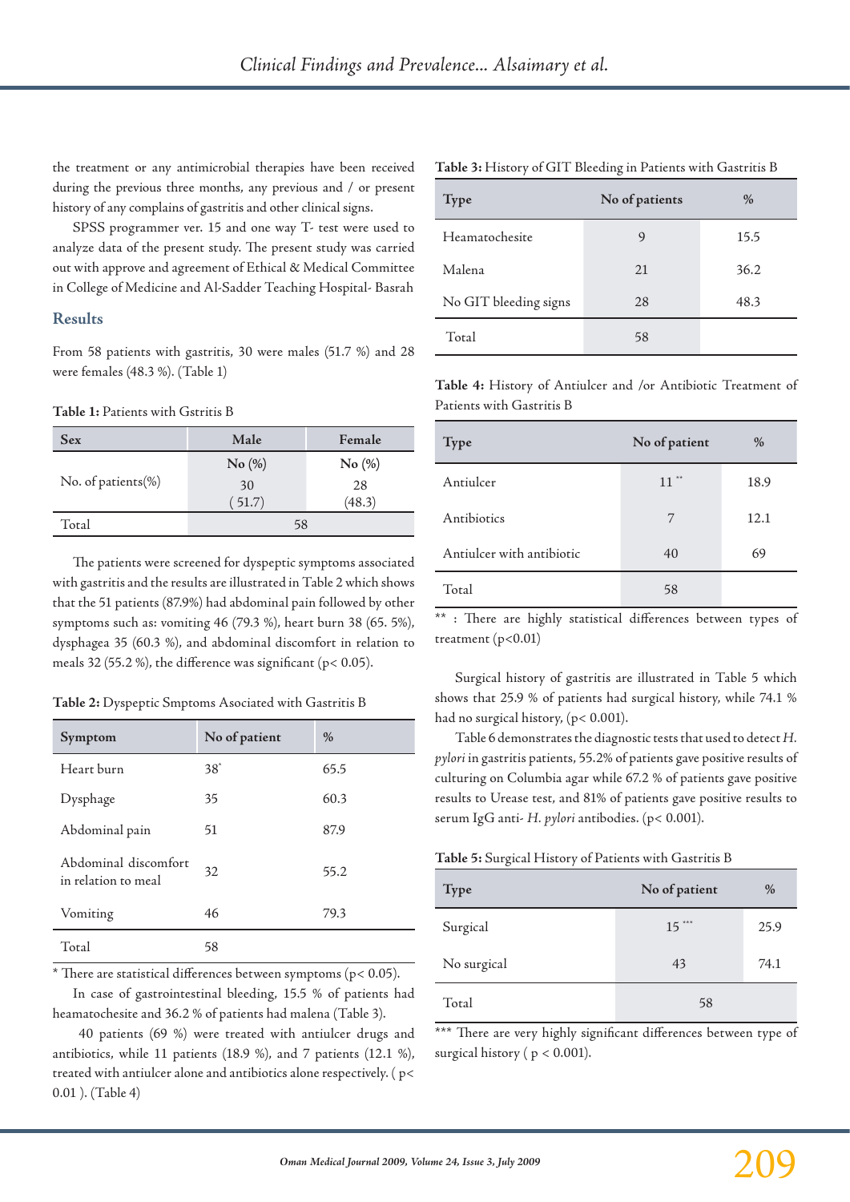the treatment or any antimicrobial therapies have been received during the previous three months, any previous and / or present history of any complains of gastritis and other clinical signs.

SPSS programmer ver. 15 and one way T- test were used to analyze data of the present study. The present study was carried out with approve and agreement of Ethical & Medical Committee in College of Medicine and Al-Sadder Teaching Hospital- Basrah

## Results

From 58 patients with gastritis, 30 were males (51.7 %) and 28 were females (48.3 %). (Table 1)

**Table 1:** Patients with Gstritis B

| Sex | Male | Female |
|---|---|---|
| No. of patients(%) | No (%) 30 ( 51.7) | No (%) 28 (48.3) |
| Total | 58 | |

The patients were screened for dyspeptic symptoms associated with gastritis and the results are illustrated in Table 2 which shows that the 51 patients (87.9%) had abdominal pain followed by other symptoms such as: vomiting 46 (79.3 %), heart burn 38 (65. 5%), dysphagea 35 (60.3 %), and abdominal discomfort in relation to meals 32 (55.2 %), the difference was significant ($p< 0.05$).

**Table 2:** Dyspeptic Smptoms Asociated with Gastritis B

| Symptom | No of patient | % |
|---|---|---|
| Heart burn | 38* | 65.5 |
| Dysphage | 35 | 60.3 |
| Abdominal pain | 51 | 87.9 |
| Abdominal discomfort in relation to meal | 32 | 55.2 |
| Vomiting | 46 | 79.3 |
| Total | 58 | |

* There are statistical differences between symptoms ($p< 0.05$).

In case of gastrointestinal bleeding, 15.5 % of patients had heamatochesite and 36.2 % of patients had malena (Table 3).

40 patients (69 %) were treated with antiulcer drugs and antibiotics, while 11 patients (18.9 %), and 7 patients (12.1 %), treated with antiulcer alone and antibiotics alone respectively. ( $p< 0.01$ ). (Table 4)

**Table 3:** History of GIT Bleeding in Patients with Gastritis B

| Type | No of patients | % |
|---|---|---|
| Heamatochesite | 9 | 15.5 |
| Malena | 21 | 36.2 |
| No GIT bleeding signs | 28 | 48.3 |
| Total | 58 | |

**Table 4:** History of Antiulcer and /or Antibiotic Treatment of Patients with Gastritis B

| Type | No of patient | % |
|---|---|---|
| Antiulcer | 11** | 18.9 |
| Antibiotics | 7 | 12.1 |
| Antiulcer with antibiotic | 40 | 69 |
| Total | 58 | |

** : There are highly statistical differences between types of treatment ($p<0.01$)

Surgical history of gastritis are illustrated in Table 5 which shows that 25.9 % of patients had surgical history, while 74.1 % had no surgical history, ($p< 0.001$).

Table 6 demonstrates the diagnostic tests that used to detect *H. pylori* in gastritis patients, 55.2% of patients gave positive results of culturing on Columbia agar while 67.2 % of patients gave positive results to Urease test, and 81% of patients gave positive results to serum IgG anti- *H. pylori* antibodies. ($p< 0.001$).

**Table 5:** Surgical History of Patients with Gastritis B

| Type | No of patient | % |
|---|---|---|
| Surgical | 15*** | 25.9 |
| No surgical | 43 | 74.1 |
| Total | 58 | |

*** There are very highly significant differences between type of surgical history ( $p < 0.001$).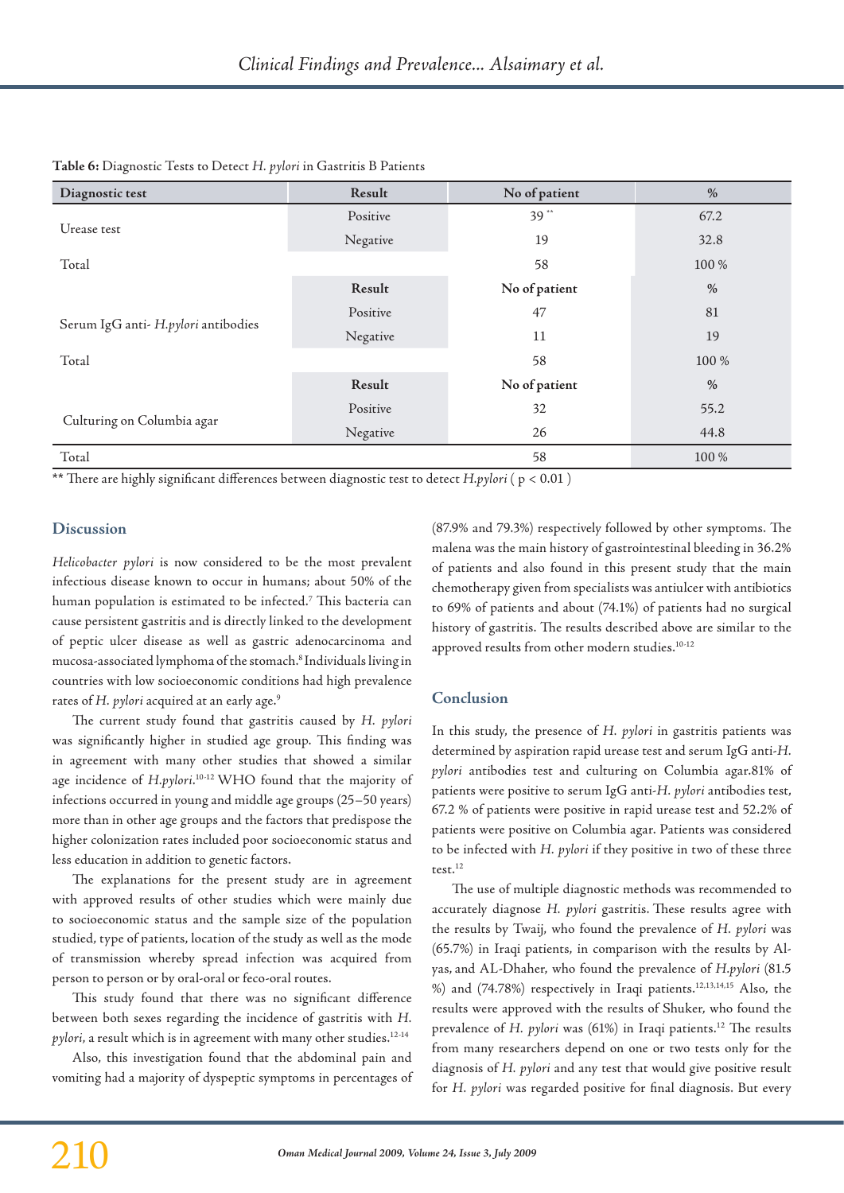**Table 6:** Diagnostic Tests to Detect *H. pylori* in Gastritis B Patients

| Diagnostic test | Result | No of patient | % |
|---|---|---|---|
| Urease test | Positive | 39 ** | 67.2 |
| | Negative | 19 | 32.8 |
| Total | | 58 | 100 % |
| | **Result** | **No of patient** | **%** |
| Serum IgG anti- *H.pylori* antibodies | Positive | 47 | 81 |
| | Negative | 11 | 19 |
| Total | | 58 | 100 % |
| | **Result** | **No of patient** | **%** |
| Culturing on Columbia agar | Positive | 32 | 55.2 |
| | Negative | 26 | 44.8 |
| Total | | 58 | 100 % |

** There are highly significant differences between diagnostic test to detect *H.pylori* ( $p < 0.01$ )

## Discussion

*Helicobacter pylori* is now considered to be the most prevalent infectious disease known to occur in humans; about 50% of the human population is estimated to be infected.[7] This bacteria can cause persistent gastritis and is directly linked to the development of peptic ulcer disease as well as gastric adenocarcinoma and mucosa-associated lymphoma of the stomach.[8] Individuals living in countries with low socioeconomic conditions had high prevalence rates of *H. pylori* acquired at an early age.[9]

The current study found that gastritis caused by *H. pylori* was significantly higher in studied age group. This finding was in agreement with many other studies that showed a similar age incidence of *H.pylori*.[10-12] WHO found that the majority of infections occurred in young and middle age groups (25–50 years) more than in other age groups and the factors that predispose the higher colonization rates included poor socioeconomic status and less education in addition to genetic factors.

The explanations for the present study are in agreement with approved results of other studies which were mainly due to socioeconomic status and the sample size of the population studied, type of patients, location of the study as well as the mode of transmission whereby spread infection was acquired from person to person or by oral-oral or feco-oral routes.

This study found that there was no significant difference between both sexes regarding the incidence of gastritis with *H. pylori*, a result which is in agreement with many other studies.[12-14]

Also, this investigation found that the abdominal pain and vomiting had a majority of dyspeptic symptoms in percentages of (87.9% and 79.3%) respectively followed by other symptoms. The malena was the main history of gastrointestinal bleeding in 36.2% of patients and also found in this present study that the main chemotherapy given from specialists was antiulcer with antibiotics to 69% of patients and about (74.1%) of patients had no surgical history of gastritis. The results described above are similar to the approved results from other modern studies.[10-12]

## Conclusion

In this study, the presence of *H. pylori* in gastritis patients was determined by aspiration rapid urease test and serum IgG anti-*H. pylori* antibodies test and culturing on Columbia agar.81% of patients were positive to serum IgG anti-*H. pylori* antibodies test, 67.2 % of patients were positive in rapid urease test and 52.2% of patients were positive on Columbia agar. Patients was considered to be infected with *H. pylori* if they positive in two of these three test.[12]

The use of multiple diagnostic methods was recommended to accurately diagnose *H. pylori* gastritis. These results agree with the results by Twaij, who found the prevalence of *H. pylori* was (65.7%) in Iraqi patients, in comparison with the results by Al-yas, and AL-Dhaher, who found the prevalence of *H.pylori* (81.5 %) and (74.78%) respectively in Iraqi patients.[12,13,14,15] Also, the results were approved with the results of Shuker, who found the prevalence of *H. pylori* was (61%) in Iraqi patients.[12] The results from many researchers depend on one or two tests only for the diagnosis of *H. pylori* and any test that would give positive result for *H. pylori* was regarded positive for final diagnosis. But every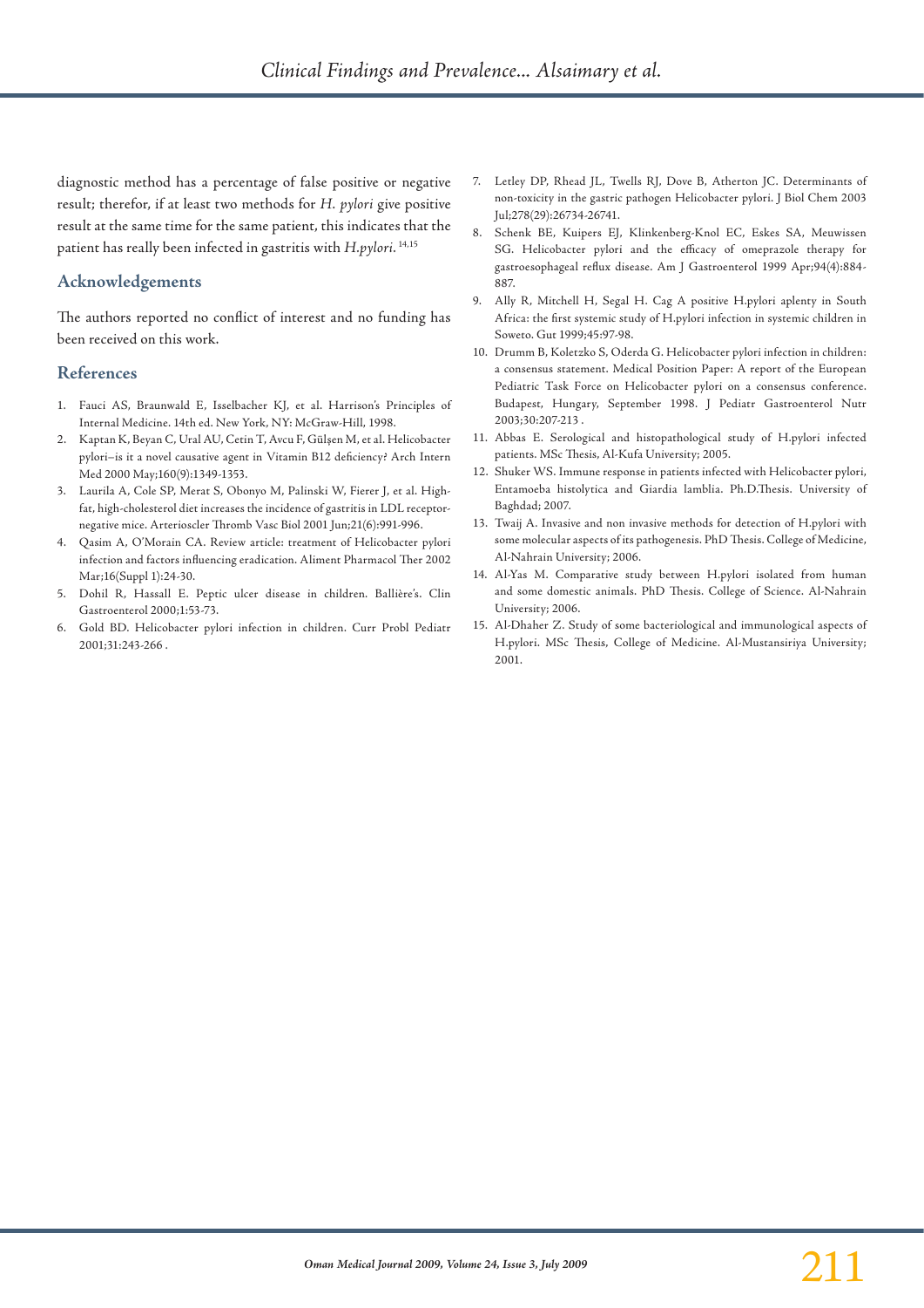diagnostic method has a percentage of false positive or negative result; therefor, if at least two methods for *H. pylori* give positive result at the same time for the same patient, this indicates that the patient has really been infected in gastritis with *H.pylori*. [14,15]

## Acknowledgements

The authors reported no conflict of interest and no funding has been received on this work.

## References

1. Fauci AS, Braunwald E, Isselbacher KJ, et al. Harrison's Principles of Internal Medicine. 14th ed. New York, NY: McGraw-Hill, 1998.
2. Kaptan K, Beyan C, Ural AU, Cetin T, Avcu F, Gülşen M, et al. Helicobacter pylori--is it a novel causative agent in Vitamin B12 deficiency? Arch Intern Med 2000 May;160(9):1349-1353.
3. Laurila A, Cole SP, Merat S, Obonyo M, Palinski W, Fierer J, et al. High-fat, high-cholesterol diet increases the incidence of gastritis in LDL receptor-negative mice. Arterioscler Thromb Vasc Biol 2001 Jun;21(6):991-996.
4. Qasim A, O'Morain CA. Review article: treatment of Helicobacter pylori infection and factors influencing eradication. Aliment Pharmacol Ther 2002 Mar;16(Suppl 1):24-30.
5. Dohil R, Hassall E. Peptic ulcer disease in children. Ballière's. Clin Gastroenterol 2000;1:53-73.
6. Gold BD. Helicobacter pylori infection in children. Curr Probl Pediatr 2001;31:243-266 .
7. Letley DP, Rhead JL, Twells RJ, Dove B, Atherton JC. Determinants of non-toxicity in the gastric pathogen Helicobacter pylori. J Biol Chem 2003 Jul;278(29):26734-26741.
8. Schenk BE, Kuipers EJ, Klinkenberg-Knol EC, Eskes SA, Meuwissen SG. Helicobacter pylori and the efficacy of omeprazole therapy for gastroesophageal reflux disease. Am J Gastroenterol 1999 Apr;94(4):884-887.
9. Ally R, Mitchell H, Segal H. Cag A positive H.pylori aplenty in South Africa: the first systemic study of H.pylori infection in systemic children in Soweto. Gut 1999;45:97-98.
10. Drumm B, Koletzko S, Oderda G. Helicobacter pylori infection in children: a consensus statement. Medical Position Paper: A report of the European Pediatric Task Force on Helicobacter pylori on a consensus conference. Budapest, Hungary, September 1998. J Pediatr Gastroenterol Nutr 2003;30:207-213 .
11. Abbas E. Serological and histopathological study of H.pylori infected patients. MSc Thesis, Al-Kufa University; 2005.
12. Shuker WS. Immune response in patients infected with Helicobacter pylori, Entamoeba histolytica and Giardia lamblia. Ph.D.Thesis. University of Baghdad; 2007.
13. Twaij A. Invasive and non invasive methods for detection of H.pylori with some molecular aspects of its pathogenesis. PhD Thesis. College of Medicine, Al-Nahrain University; 2006.
14. Al-Yas M. Comparative study between H.pylori isolated from human and some domestic animals. PhD Thesis. College of Science. Al-Nahrain University; 2006.
15. Al-Dhaher Z. Study of some bacteriological and immunological aspects of H.pylori. MSc Thesis, College of Medicine. Al-Mustansiriya University; 2001.